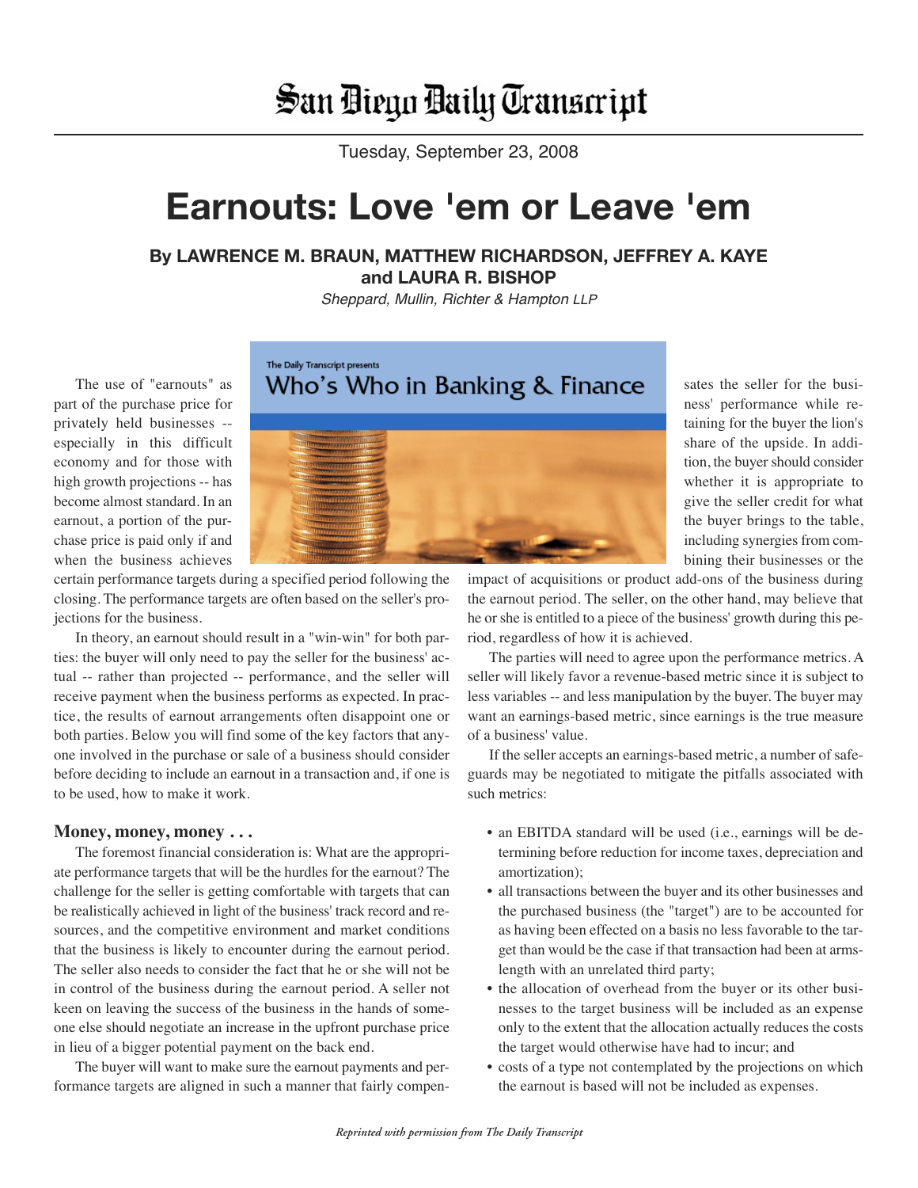# San Diego Daily Transcript

Tuesday, September 23, 2008

# Earnouts: Love 'em or Leave 'em

**By LAWRENCE M. BRAUN, MATTHEW RICHARDSON, JEFFREY A. KAYE and LAURA R. BISHOP**

*Sheppard, Mullin, Richter & Hampton LLP*

The Daily Transcript presents Who's Who in Banking & Finance

The use of "earnouts" as part of the purchase price for privately held businesses -- especially in this difficult economy and for those with high growth projections -- has become almost standard. In an earnout, a portion of the purchase price is paid only if and when the business achieves certain performance targets during a specified period following the closing. The performance targets are often based on the seller's projections for the business.

In theory, an earnout should result in a "win-win" for both parties: the buyer will only need to pay the seller for the business' actual -- rather than projected -- performance, and the seller will receive payment when the business performs as expected. In practice, the results of earnout arrangements often disappoint one or both parties. Below you will find some of the key factors that anyone involved in the purchase or sale of a business should consider before deciding to include an earnout in a transaction and, if one is to be used, how to make it work.

## Money, money, money . . .

The foremost financial consideration is: What are the appropriate performance targets that will be the hurdles for the earnout? The challenge for the seller is getting comfortable with targets that can be realistically achieved in light of the business' track record and resources, and the competitive environment and market conditions that the business is likely to encounter during the earnout period. The seller also needs to consider the fact that he or she will not be in control of the business during the earnout period. A seller not keen on leaving the success of the business in the hands of someone else should negotiate an increase in the upfront purchase price in lieu of a bigger potential payment on the back end.

The buyer will want to make sure the earnout payments and performance targets are aligned in such a manner that fairly compensates the seller for the business' performance while retaining for the buyer the lion's share of the upside. In addition, the buyer should consider whether it is appropriate to give the seller credit for what the buyer brings to the table, including synergies from combining their businesses or the impact of acquisitions or product add-ons of the business during the earnout period. The seller, on the other hand, may believe that he or she is entitled to a piece of the business' growth during this period, regardless of how it is achieved.

The parties will need to agree upon the performance metrics. A seller will likely favor a revenue-based metric since it is subject to less variables -- and less manipulation by the buyer. The buyer may want an earnings-based metric, since earnings is the true measure of a business' value.

If the seller accepts an earnings-based metric, a number of safeguards may be negotiated to mitigate the pitfalls associated with such metrics:

- an EBITDA standard will be used (i.e., earnings will be determining before reduction for income taxes, depreciation and amortization);
- all transactions between the buyer and its other businesses and the purchased business (the "target") are to be accounted for as having been effected on a basis no less favorable to the target than would be the case if that transaction had been at arms-length with an unrelated third party;
- the allocation of overhead from the buyer or its other businesses to the target business will be included as an expense only to the extent that the allocation actually reduces the costs the target would otherwise have had to incur; and
- costs of a type not contemplated by the projections on which the earnout is based will not be included as expenses.

*Reprinted with permission from The Daily Transcript*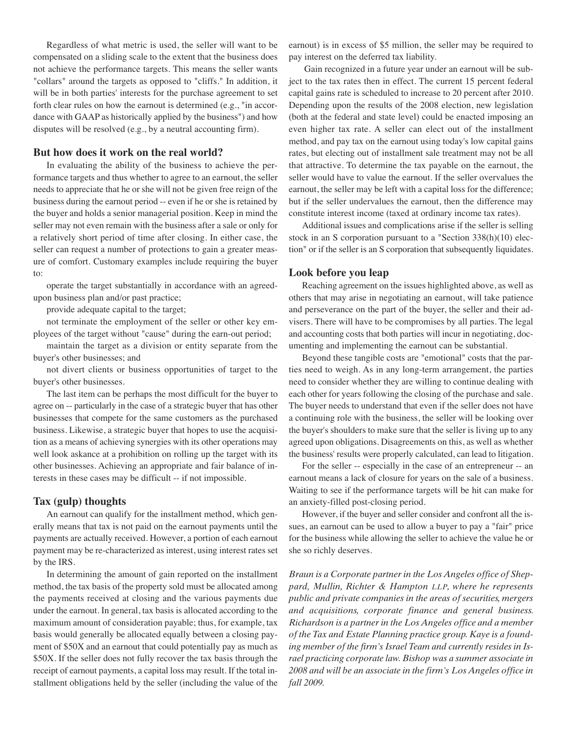Regardless of what metric is used, the seller will want to be compensated on a sliding scale to the extent that the business does not achieve the performance targets. This means the seller wants "collars" around the targets as opposed to "cliffs." In addition, it will be in both parties' interests for the purchase agreement to set forth clear rules on how the earnout is determined (e.g., "in accordance with GAAP as historically applied by the business") and how disputes will be resolved (e.g., by a neutral accounting firm).

## But how does it work on the real world?

In evaluating the ability of the business to achieve the performance targets and thus whether to agree to an earnout, the seller needs to appreciate that he or she will not be given free reign of the business during the earnout period -- even if he or she is retained by the buyer and holds a senior managerial position. Keep in mind the seller may not even remain with the business after a sale or only for a relatively short period of time after closing. In either case, the seller can request a number of protections to gain a greater measure of comfort. Customary examples include requiring the buyer to:

operate the target substantially in accordance with an agreed-upon business plan and/or past practice;

provide adequate capital to the target;

not terminate the employment of the seller or other key employees of the target without "cause" during the earn-out period;

maintain the target as a division or entity separate from the buyer's other businesses; and

not divert clients or business opportunities of target to the buyer's other businesses.

The last item can be perhaps the most difficult for the buyer to agree on -- particularly in the case of a strategic buyer that has other businesses that compete for the same customers as the purchased business. Likewise, a strategic buyer that hopes to use the acquisition as a means of achieving synergies with its other operations may well look askance at a prohibition on rolling up the target with its other businesses. Achieving an appropriate and fair balance of interests in these cases may be difficult -- if not impossible.

## Tax (gulp) thoughts

An earnout can qualify for the installment method, which generally means that tax is not paid on the earnout payments until the payments are actually received. However, a portion of each earnout payment may be re-characterized as interest, using interest rates set by the IRS.

In determining the amount of gain reported on the installment method, the tax basis of the property sold must be allocated among the payments received at closing and the various payments due under the earnout. In general, tax basis is allocated according to the maximum amount of consideration payable; thus, for example, tax basis would generally be allocated equally between a closing payment of $50X and an earnout that could potentially pay as much as $50X. If the seller does not fully recover the tax basis through the receipt of earnout payments, a capital loss may result. If the total installment obligations held by the seller (including the value of the earnout) is in excess of $5 million, the seller may be required to pay interest on the deferred tax liability.

Gain recognized in a future year under an earnout will be subject to the tax rates then in effect. The current 15 percent federal capital gains rate is scheduled to increase to 20 percent after 2010. Depending upon the results of the 2008 election, new legislation (both at the federal and state level) could be enacted imposing an even higher tax rate. A seller can elect out of the installment method, and pay tax on the earnout using today's low capital gains rates, but electing out of installment sale treatment may not be all that attractive. To determine the tax payable on the earnout, the seller would have to value the earnout. If the seller overvalues the earnout, the seller may be left with a capital loss for the difference; but if the seller undervalues the earnout, then the difference may constitute interest income (taxed at ordinary income tax rates).

Additional issues and complications arise if the seller is selling stock in an S corporation pursuant to a "Section 338(h)(10) election" or if the seller is an S corporation that subsequently liquidates.

## Look before you leap

Reaching agreement on the issues highlighted above, as well as others that may arise in negotiating an earnout, will take patience and perseverance on the part of the buyer, the seller and their advisers. There will have to be compromises by all parties. The legal and accounting costs that both parties will incur in negotiating, documenting and implementing the earnout can be substantial.

Beyond these tangible costs are "emotional" costs that the parties need to weigh. As in any long-term arrangement, the parties need to consider whether they are willing to continue dealing with each other for years following the closing of the purchase and sale. The buyer needs to understand that even if the seller does not have a continuing role with the business, the seller will be looking over the buyer's shoulders to make sure that the seller is living up to any agreed upon obligations. Disagreements on this, as well as whether the business' results were properly calculated, can lead to litigation.

For the seller -- especially in the case of an entrepreneur -- an earnout means a lack of closure for years on the sale of a business. Waiting to see if the performance targets will be hit can make for an anxiety-filled post-closing period.

However, if the buyer and seller consider and confront all the issues, an earnout can be used to allow a buyer to pay a "fair" price for the business while allowing the seller to achieve the value he or she so richly deserves.

*Braun is a Corporate partner in the Los Angeles office of Sheppard, Mullin, Richter & Hampton LLP, where he represents public and private companies in the areas of securities, mergers and acquisitions, corporate finance and general business. Richardson is a partner in the Los Angeles office and a member of the Tax and Estate Planning practice group. Kaye is a founding member of the firm's Israel Team and currently resides in Israel practicing corporate law. Bishop was a summer associate in 2008 and will be an associate in the firm's Los Angeles office in fall 2009.*